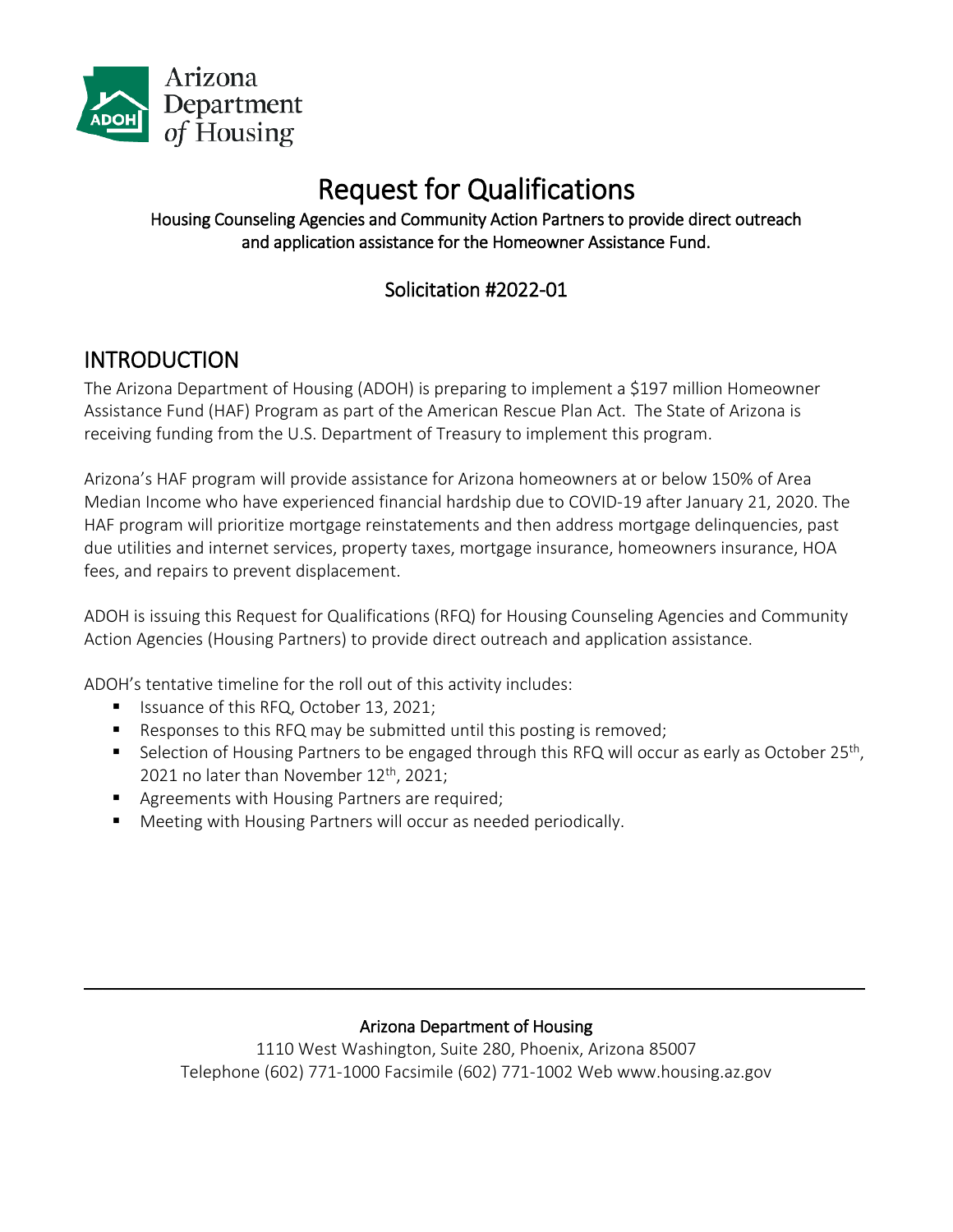Arizona Department of Housing

# Request for Qualifications

**Housing Counseling Agencies and Community Action Partners to provide direct outreach and application assistance for the Homeowner Assistance Fund.**

### Solicitation #2022-01

## INTRODUCTION

The Arizona Department of Housing (ADOH) is preparing to implement a $197 million Homeowner Assistance Fund (HAF) Program as part of the American Rescue Plan Act. The State of Arizona is receiving funding from the U.S. Department of Treasury to implement this program.

Arizona's HAF program will provide assistance for Arizona homeowners at or below 150% of Area Median Income who have experienced financial hardship due to COVID-19 after January 21, 2020. The HAF program will prioritize mortgage reinstatements and then address mortgage delinquencies, past due utilities and internet services, property taxes, mortgage insurance, homeowners insurance, HOA fees, and repairs to prevent displacement.

ADOH is issuing this Request for Qualifications (RFQ) for Housing Counseling Agencies and Community Action Agencies (Housing Partners) to provide direct outreach and application assistance.

ADOH's tentative timeline for the roll out of this activity includes:

- Issuance of this RFQ, October 13, 2021;
- Responses to this RFQ may be submitted until this posting is removed;
- Selection of Housing Partners to be engaged through this RFQ will occur as early as October 25th, 2021 no later than November 12th, 2021;
- Agreements with Housing Partners are required;
- Meeting with Housing Partners will occur as needed periodically.

---

**Arizona Department of Housing**
1110 West Washington, Suite 280, Phoenix, Arizona 85007
Telephone (602) 771-1000 Facsimile (602) 771-1002 Web www.housing.az.gov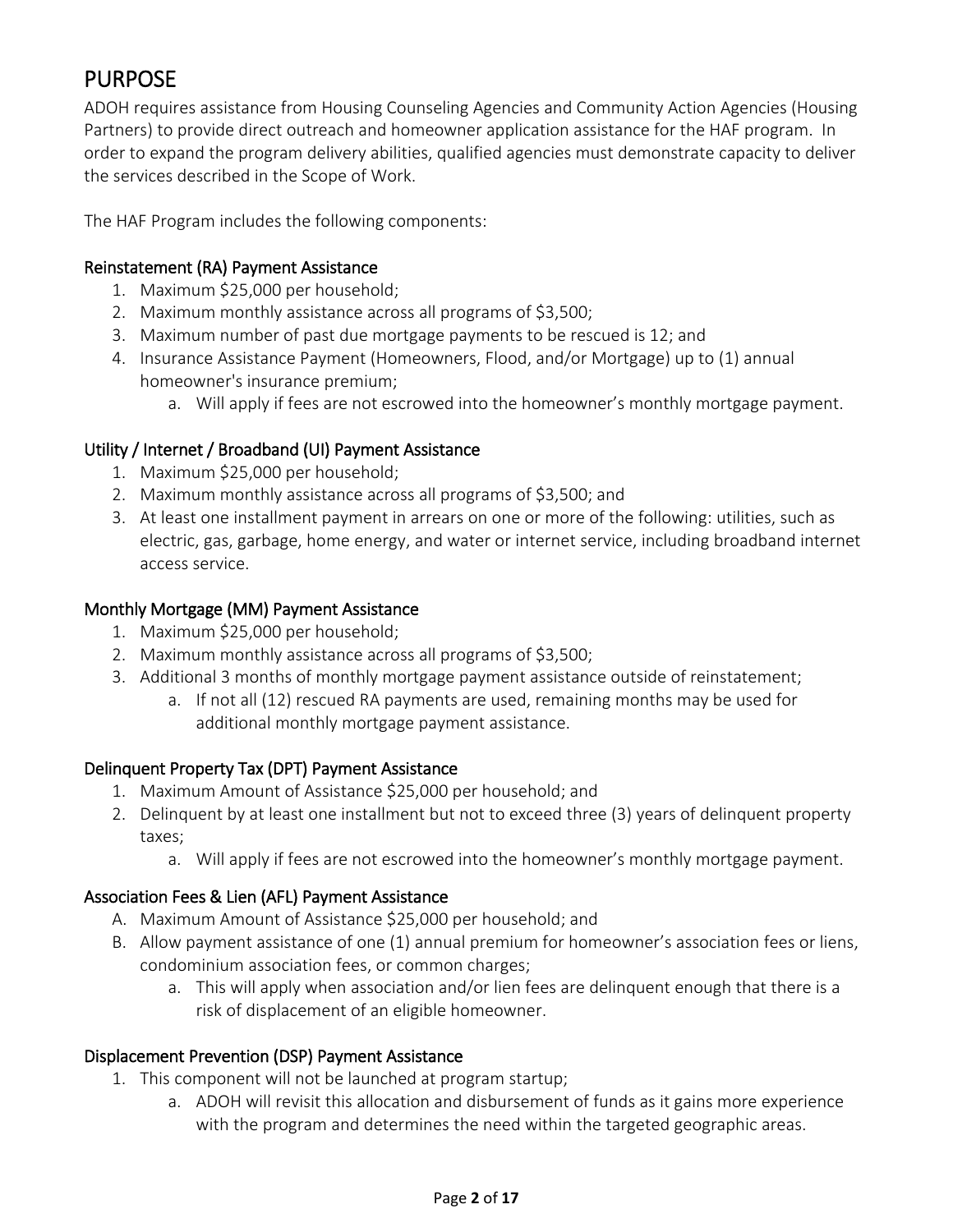# PURPOSE

ADOH requires assistance from Housing Counseling Agencies and Community Action Agencies (Housing Partners) to provide direct outreach and homeowner application assistance for the HAF program. In order to expand the program delivery abilities, qualified agencies must demonstrate capacity to deliver the services described in the Scope of Work.

The HAF Program includes the following components:

### Reinstatement (RA) Payment Assistance

1. Maximum $25,000 per household;
2. Maximum monthly assistance across all programs of $3,500;
3. Maximum number of past due mortgage payments to be rescued is 12; and
4. Insurance Assistance Payment (Homeowners, Flood, and/or Mortgage) up to (1) annual homeowner's insurance premium;
   a. Will apply if fees are not escrowed into the homeowner's monthly mortgage payment.

### Utility / Internet / Broadband (UI) Payment Assistance

1. Maximum $25,000 per household;
2. Maximum monthly assistance across all programs of $3,500; and
3. At least one installment payment in arrears on one or more of the following: utilities, such as electric, gas, garbage, home energy, and water or internet service, including broadband internet access service.

### Monthly Mortgage (MM) Payment Assistance

1. Maximum $25,000 per household;
2. Maximum monthly assistance across all programs of $3,500;
3. Additional 3 months of monthly mortgage payment assistance outside of reinstatement;
   a. If not all (12) rescued RA payments are used, remaining months may be used for additional monthly mortgage payment assistance.

### Delinquent Property Tax (DPT) Payment Assistance

1. Maximum Amount of Assistance $25,000 per household; and
2. Delinquent by at least one installment but not to exceed three (3) years of delinquent property taxes;
   a. Will apply if fees are not escrowed into the homeowner's monthly mortgage payment.

### Association Fees & Lien (AFL) Payment Assistance

A. Maximum Amount of Assistance $25,000 per household; and

B. Allow payment assistance of one (1) annual premium for homeowner's association fees or liens, condominium association fees, or common charges;
   a. This will apply when association and/or lien fees are delinquent enough that there is a risk of displacement of an eligible homeowner.

### Displacement Prevention (DSP) Payment Assistance

1. This component will not be launched at program startup;
   a. ADOH will revisit this allocation and disbursement of funds as it gains more experience with the program and determines the need within the targeted geographic areas.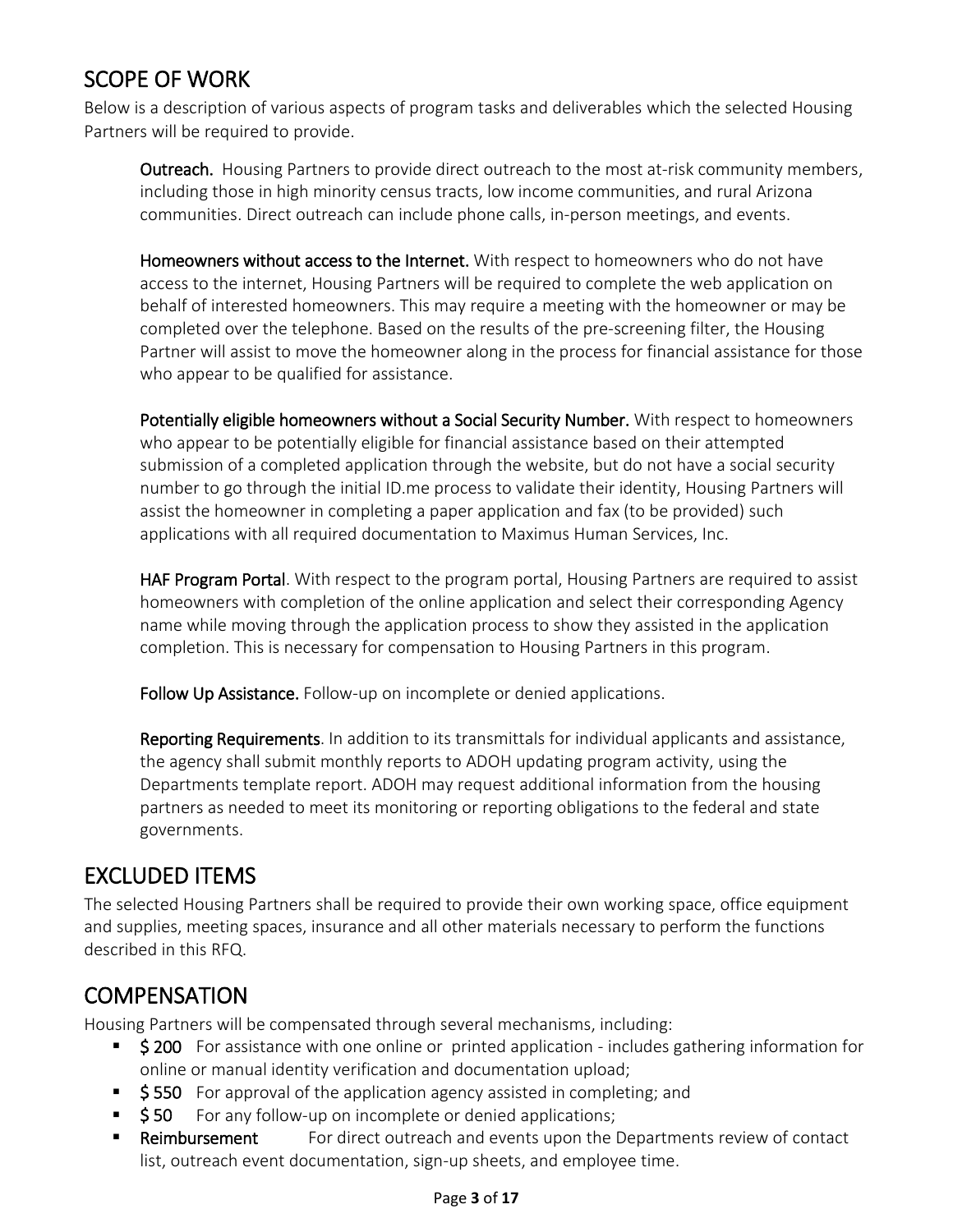## SCOPE OF WORK

Below is a description of various aspects of program tasks and deliverables which the selected Housing Partners will be required to provide.

**Outreach.** Housing Partners to provide direct outreach to the most at-risk community members, including those in high minority census tracts, low income communities, and rural Arizona communities. Direct outreach can include phone calls, in-person meetings, and events.

**Homeowners without access to the Internet.** With respect to homeowners who do not have access to the internet, Housing Partners will be required to complete the web application on behalf of interested homeowners. This may require a meeting with the homeowner or may be completed over the telephone. Based on the results of the pre-screening filter, the Housing Partner will assist to move the homeowner along in the process for financial assistance for those who appear to be qualified for assistance.

**Potentially eligible homeowners without a Social Security Number.** With respect to homeowners who appear to be potentially eligible for financial assistance based on their attempted submission of a completed application through the website, but do not have a social security number to go through the initial ID.me process to validate their identity, Housing Partners will assist the homeowner in completing a paper application and fax (to be provided) such applications with all required documentation to Maximus Human Services, Inc.

**HAF Program Portal**. With respect to the program portal, Housing Partners are required to assist homeowners with completion of the online application and select their corresponding Agency name while moving through the application process to show they assisted in the application completion. This is necessary for compensation to Housing Partners in this program.

**Follow Up Assistance.** Follow-up on incomplete or denied applications.

**Reporting Requirements**. In addition to its transmittals for individual applicants and assistance, the agency shall submit monthly reports to ADOH updating program activity, using the Departments template report. ADOH may request additional information from the housing partners as needed to meet its monitoring or reporting obligations to the federal and state governments.

## EXCLUDED ITEMS

The selected Housing Partners shall be required to provide their own working space, office equipment and supplies, meeting spaces, insurance and all other materials necessary to perform the functions described in this RFQ.

## COMPENSATION

Housing Partners will be compensated through several mechanisms, including:

- **$ 200** For assistance with one online or printed application - includes gathering information for online or manual identity verification and documentation upload;
- **$ 550** For approval of the application agency assisted in completing; and
- **$ 50** For any follow-up on incomplete or denied applications;
- **Reimbursement** For direct outreach and events upon the Departments review of contact list, outreach event documentation, sign-up sheets, and employee time.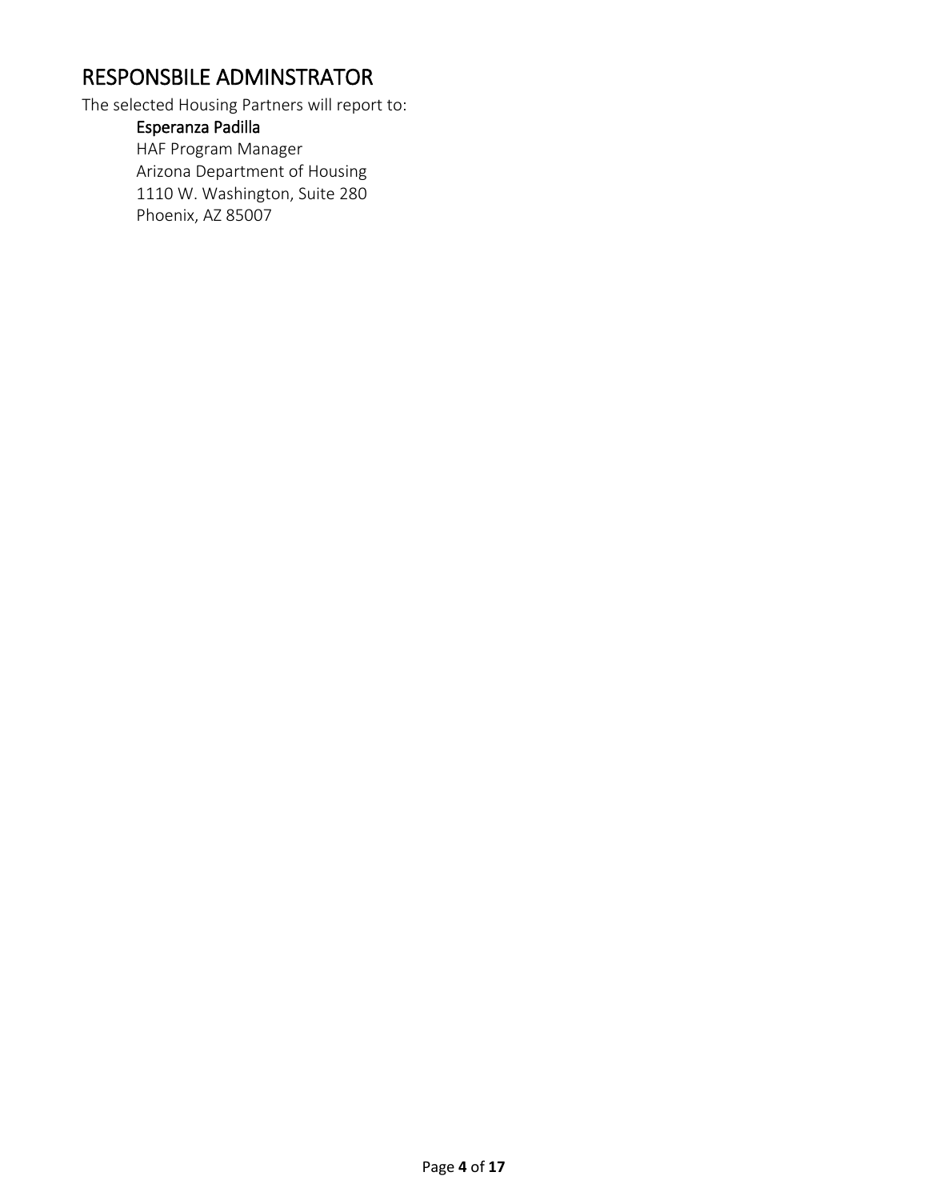## RESPONSBILE ADMINSTRATOR

The selected Housing Partners will report to:

Esperanza Padilla
HAF Program Manager
Arizona Department of Housing
1110 W. Washington, Suite 280
Phoenix, AZ 85007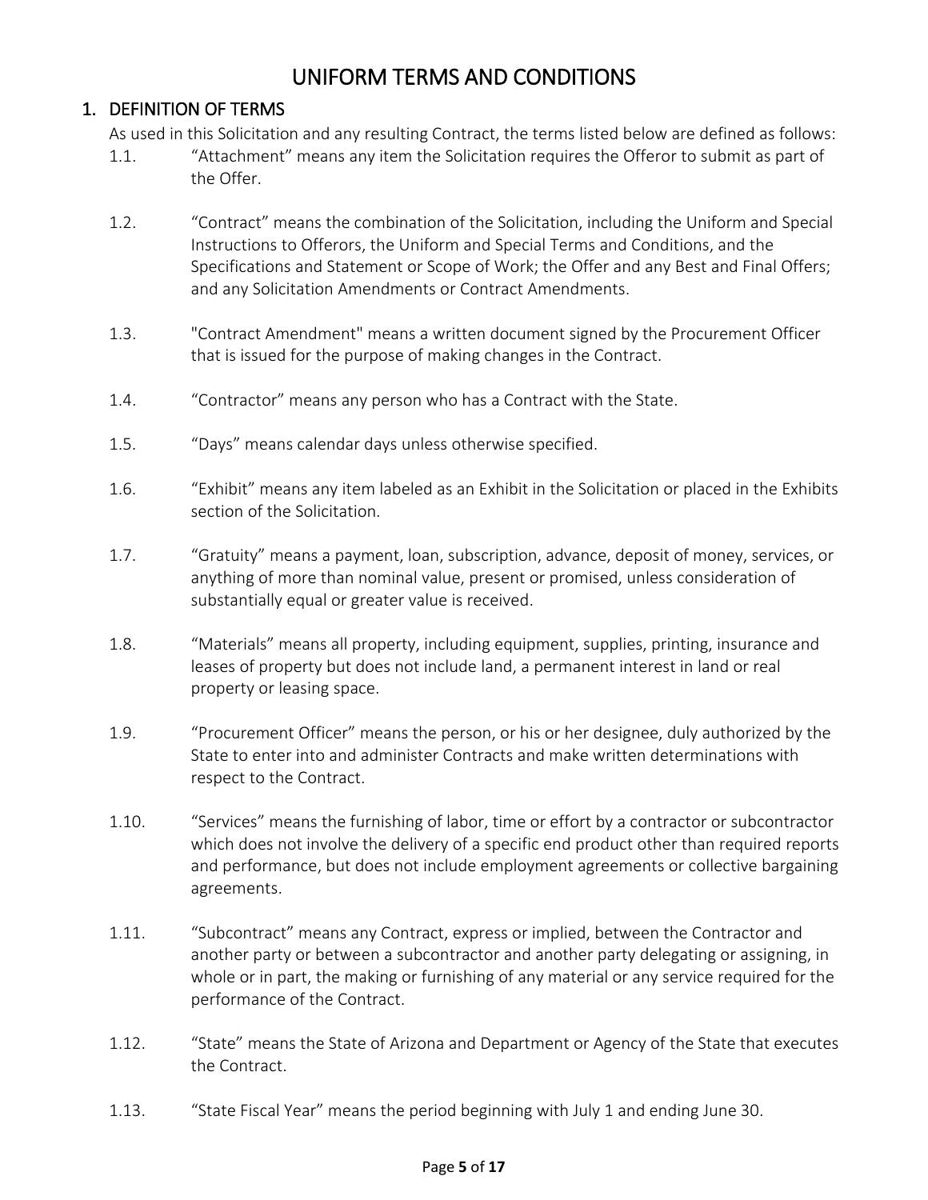# UNIFORM TERMS AND CONDITIONS

## 1. DEFINITION OF TERMS

As used in this Solicitation and any resulting Contract, the terms listed below are defined as follows:

1.1. "Attachment" means any item the Solicitation requires the Offeror to submit as part of the Offer.

1.2. "Contract" means the combination of the Solicitation, including the Uniform and Special Instructions to Offerors, the Uniform and Special Terms and Conditions, and the Specifications and Statement or Scope of Work; the Offer and any Best and Final Offers; and any Solicitation Amendments or Contract Amendments.

1.3. "Contract Amendment" means a written document signed by the Procurement Officer that is issued for the purpose of making changes in the Contract.

1.4. "Contractor" means any person who has a Contract with the State.

1.5. "Days" means calendar days unless otherwise specified.

1.6. "Exhibit" means any item labeled as an Exhibit in the Solicitation or placed in the Exhibits section of the Solicitation.

1.7. "Gratuity" means a payment, loan, subscription, advance, deposit of money, services, or anything of more than nominal value, present or promised, unless consideration of substantially equal or greater value is received.

1.8. "Materials" means all property, including equipment, supplies, printing, insurance and leases of property but does not include land, a permanent interest in land or real property or leasing space.

1.9. "Procurement Officer" means the person, or his or her designee, duly authorized by the State to enter into and administer Contracts and make written determinations with respect to the Contract.

1.10. "Services" means the furnishing of labor, time or effort by a contractor or subcontractor which does not involve the delivery of a specific end product other than required reports and performance, but does not include employment agreements or collective bargaining agreements.

1.11. "Subcontract" means any Contract, express or implied, between the Contractor and another party or between a subcontractor and another party delegating or assigning, in whole or in part, the making or furnishing of any material or any service required for the performance of the Contract.

1.12. "State" means the State of Arizona and Department or Agency of the State that executes the Contract.

1.13. "State Fiscal Year" means the period beginning with July 1 and ending June 30.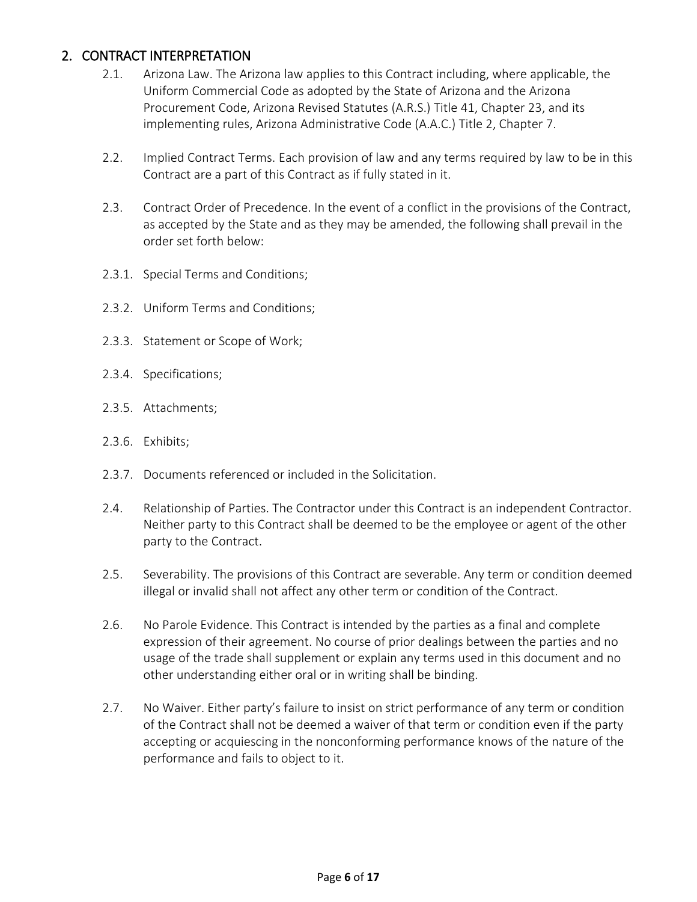## 2. CONTRACT INTERPRETATION

2.1. Arizona Law. The Arizona law applies to this Contract including, where applicable, the Uniform Commercial Code as adopted by the State of Arizona and the Arizona Procurement Code, Arizona Revised Statutes (A.R.S.) Title 41, Chapter 23, and its implementing rules, Arizona Administrative Code (A.A.C.) Title 2, Chapter 7.

2.2. Implied Contract Terms. Each provision of law and any terms required by law to be in this Contract are a part of this Contract as if fully stated in it.

2.3. Contract Order of Precedence. In the event of a conflict in the provisions of the Contract, as accepted by the State and as they may be amended, the following shall prevail in the order set forth below:

2.3.1. Special Terms and Conditions;

2.3.2. Uniform Terms and Conditions;

2.3.3. Statement or Scope of Work;

2.3.4. Specifications;

2.3.5. Attachments;

2.3.6. Exhibits;

2.3.7. Documents referenced or included in the Solicitation.

2.4. Relationship of Parties. The Contractor under this Contract is an independent Contractor. Neither party to this Contract shall be deemed to be the employee or agent of the other party to the Contract.

2.5. Severability. The provisions of this Contract are severable. Any term or condition deemed illegal or invalid shall not affect any other term or condition of the Contract.

2.6. No Parole Evidence. This Contract is intended by the parties as a final and complete expression of their agreement. No course of prior dealings between the parties and no usage of the trade shall supplement or explain any terms used in this document and no other understanding either oral or in writing shall be binding.

2.7. No Waiver. Either party's failure to insist on strict performance of any term or condition of the Contract shall not be deemed a waiver of that term or condition even if the party accepting or acquiescing in the nonconforming performance knows of the nature of the performance and fails to object to it.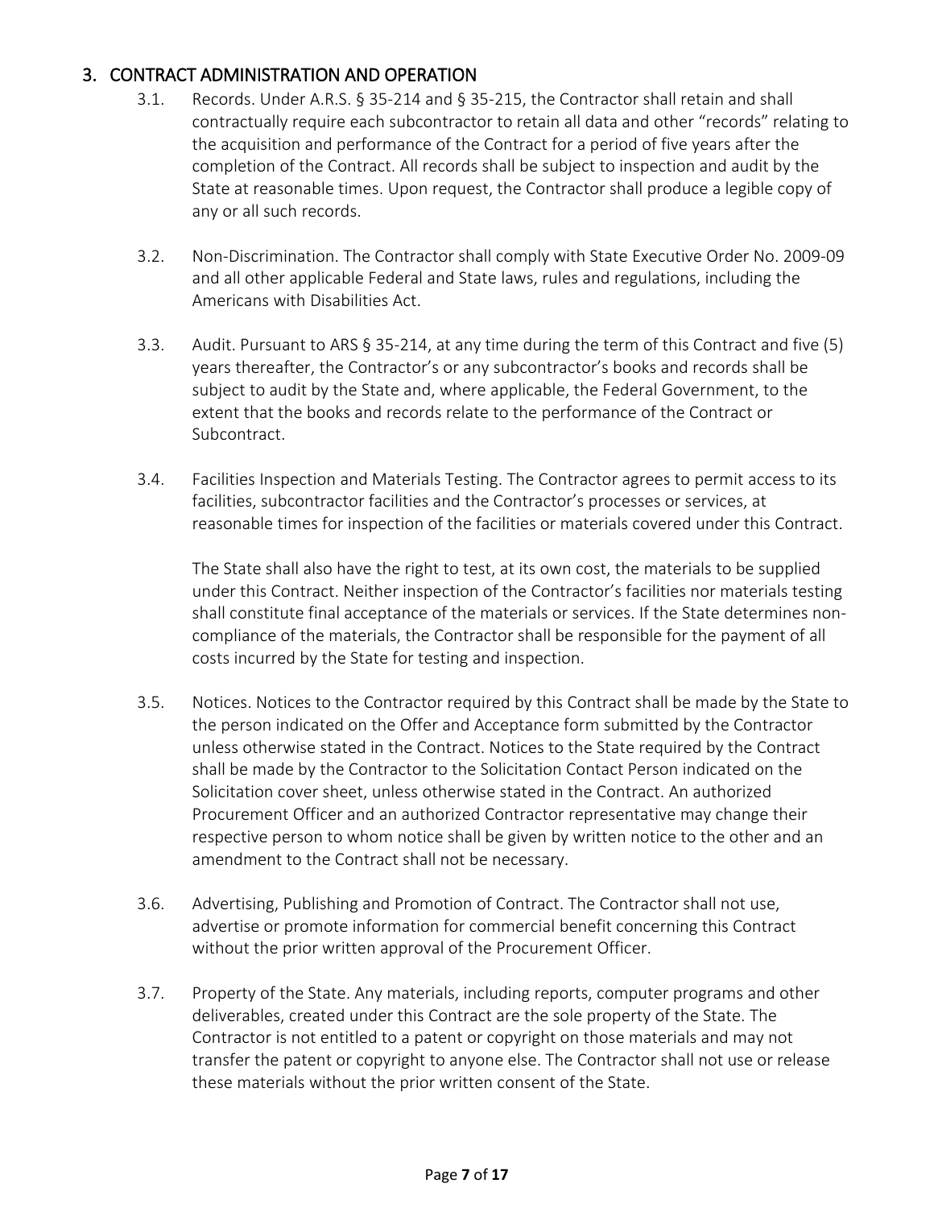## 3. CONTRACT ADMINISTRATION AND OPERATION

3.1. Records. Under A.R.S. § 35-214 and § 35-215, the Contractor shall retain and shall contractually require each subcontractor to retain all data and other "records" relating to the acquisition and performance of the Contract for a period of five years after the completion of the Contract. All records shall be subject to inspection and audit by the State at reasonable times. Upon request, the Contractor shall produce a legible copy of any or all such records.

3.2. Non-Discrimination. The Contractor shall comply with State Executive Order No. 2009-09 and all other applicable Federal and State laws, rules and regulations, including the Americans with Disabilities Act.

3.3. Audit. Pursuant to ARS § 35-214, at any time during the term of this Contract and five (5) years thereafter, the Contractor's or any subcontractor's books and records shall be subject to audit by the State and, where applicable, the Federal Government, to the extent that the books and records relate to the performance of the Contract or Subcontract.

3.4. Facilities Inspection and Materials Testing. The Contractor agrees to permit access to its facilities, subcontractor facilities and the Contractor's processes or services, at reasonable times for inspection of the facilities or materials covered under this Contract.

The State shall also have the right to test, at its own cost, the materials to be supplied under this Contract. Neither inspection of the Contractor's facilities nor materials testing shall constitute final acceptance of the materials or services. If the State determines non-compliance of the materials, the Contractor shall be responsible for the payment of all costs incurred by the State for testing and inspection.

3.5. Notices. Notices to the Contractor required by this Contract shall be made by the State to the person indicated on the Offer and Acceptance form submitted by the Contractor unless otherwise stated in the Contract. Notices to the State required by the Contract shall be made by the Contractor to the Solicitation Contact Person indicated on the Solicitation cover sheet, unless otherwise stated in the Contract. An authorized Procurement Officer and an authorized Contractor representative may change their respective person to whom notice shall be given by written notice to the other and an amendment to the Contract shall not be necessary.

3.6. Advertising, Publishing and Promotion of Contract. The Contractor shall not use, advertise or promote information for commercial benefit concerning this Contract without the prior written approval of the Procurement Officer.

3.7. Property of the State. Any materials, including reports, computer programs and other deliverables, created under this Contract are the sole property of the State. The Contractor is not entitled to a patent or copyright on those materials and may not transfer the patent or copyright to anyone else. The Contractor shall not use or release these materials without the prior written consent of the State.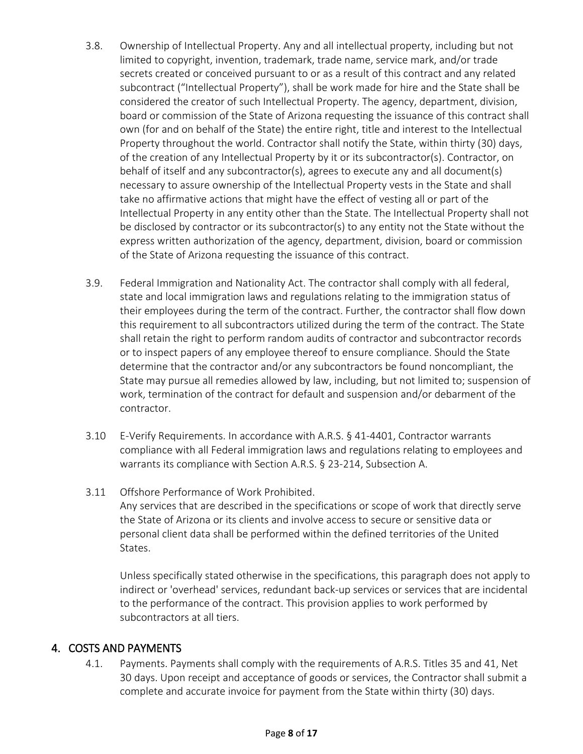3.8. Ownership of Intellectual Property. Any and all intellectual property, including but not limited to copyright, invention, trademark, trade name, service mark, and/or trade secrets created or conceived pursuant to or as a result of this contract and any related subcontract ("Intellectual Property"), shall be work made for hire and the State shall be considered the creator of such Intellectual Property. The agency, department, division, board or commission of the State of Arizona requesting the issuance of this contract shall own (for and on behalf of the State) the entire right, title and interest to the Intellectual Property throughout the world. Contractor shall notify the State, within thirty (30) days, of the creation of any Intellectual Property by it or its subcontractor(s). Contractor, on behalf of itself and any subcontractor(s), agrees to execute any and all document(s) necessary to assure ownership of the Intellectual Property vests in the State and shall take no affirmative actions that might have the effect of vesting all or part of the Intellectual Property in any entity other than the State. The Intellectual Property shall not be disclosed by contractor or its subcontractor(s) to any entity not the State without the express written authorization of the agency, department, division, board or commission of the State of Arizona requesting the issuance of this contract.

3.9. Federal Immigration and Nationality Act. The contractor shall comply with all federal, state and local immigration laws and regulations relating to the immigration status of their employees during the term of the contract. Further, the contractor shall flow down this requirement to all subcontractors utilized during the term of the contract. The State shall retain the right to perform random audits of contractor and subcontractor records or to inspect papers of any employee thereof to ensure compliance. Should the State determine that the contractor and/or any subcontractors be found noncompliant, the State may pursue all remedies allowed by law, including, but not limited to; suspension of work, termination of the contract for default and suspension and/or debarment of the contractor.

3.10 E-Verify Requirements. In accordance with A.R.S. § 41-4401, Contractor warrants compliance with all Federal immigration laws and regulations relating to employees and warrants its compliance with Section A.R.S. § 23-214, Subsection A.

3.11 Offshore Performance of Work Prohibited.

Any services that are described in the specifications or scope of work that directly serve the State of Arizona or its clients and involve access to secure or sensitive data or personal client data shall be performed within the defined territories of the United States.

Unless specifically stated otherwise in the specifications, this paragraph does not apply to indirect or 'overhead' services, redundant back-up services or services that are incidental to the performance of the contract. This provision applies to work performed by subcontractors at all tiers.

## 4. COSTS AND PAYMENTS

4.1. Payments. Payments shall comply with the requirements of A.R.S. Titles 35 and 41, Net 30 days. Upon receipt and acceptance of goods or services, the Contractor shall submit a complete and accurate invoice for payment from the State within thirty (30) days.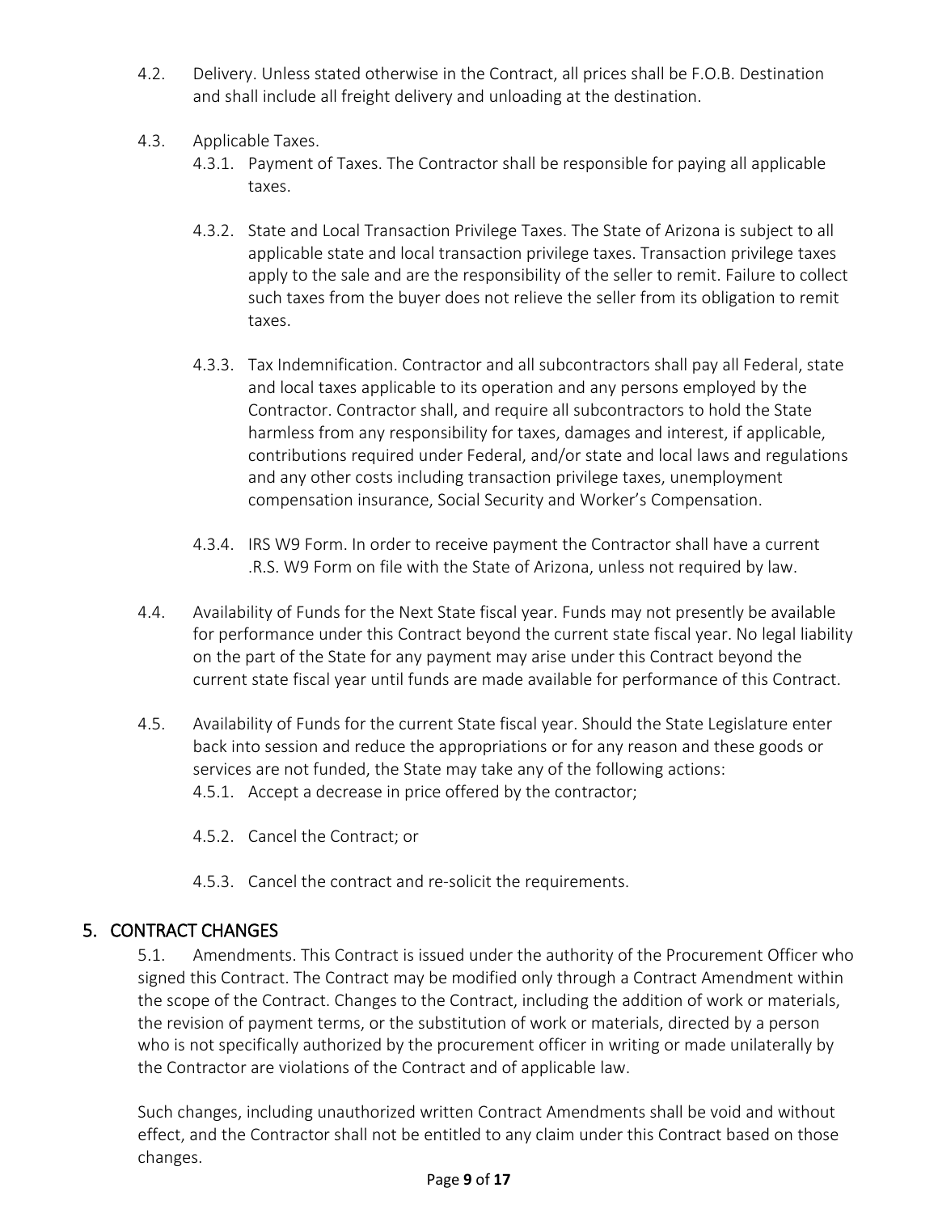4.2. Delivery. Unless stated otherwise in the Contract, all prices shall be F.O.B. Destination and shall include all freight delivery and unloading at the destination.

4.3. Applicable Taxes.

4.3.1. Payment of Taxes. The Contractor shall be responsible for paying all applicable taxes.

4.3.2. State and Local Transaction Privilege Taxes. The State of Arizona is subject to all applicable state and local transaction privilege taxes. Transaction privilege taxes apply to the sale and are the responsibility of the seller to remit. Failure to collect such taxes from the buyer does not relieve the seller from its obligation to remit taxes.

4.3.3. Tax Indemnification. Contractor and all subcontractors shall pay all Federal, state and local taxes applicable to its operation and any persons employed by the Contractor. Contractor shall, and require all subcontractors to hold the State harmless from any responsibility for taxes, damages and interest, if applicable, contributions required under Federal, and/or state and local laws and regulations and any other costs including transaction privilege taxes, unemployment compensation insurance, Social Security and Worker's Compensation.

4.3.4. IRS W9 Form. In order to receive payment the Contractor shall have a current .R.S. W9 Form on file with the State of Arizona, unless not required by law.

4.4. Availability of Funds for the Next State fiscal year. Funds may not presently be available for performance under this Contract beyond the current state fiscal year. No legal liability on the part of the State for any payment may arise under this Contract beyond the current state fiscal year until funds are made available for performance of this Contract.

4.5. Availability of Funds for the current State fiscal year. Should the State Legislature enter back into session and reduce the appropriations or for any reason and these goods or services are not funded, the State may take any of the following actions:

4.5.1. Accept a decrease in price offered by the contractor;

4.5.2. Cancel the Contract; or

4.5.3. Cancel the contract and re-solicit the requirements.

## 5. CONTRACT CHANGES

5.1. Amendments. This Contract is issued under the authority of the Procurement Officer who signed this Contract. The Contract may be modified only through a Contract Amendment within the scope of the Contract. Changes to the Contract, including the addition of work or materials, the revision of payment terms, or the substitution of work or materials, directed by a person who is not specifically authorized by the procurement officer in writing or made unilaterally by the Contractor are violations of the Contract and of applicable law.

Such changes, including unauthorized written Contract Amendments shall be void and without effect, and the Contractor shall not be entitled to any claim under this Contract based on those changes.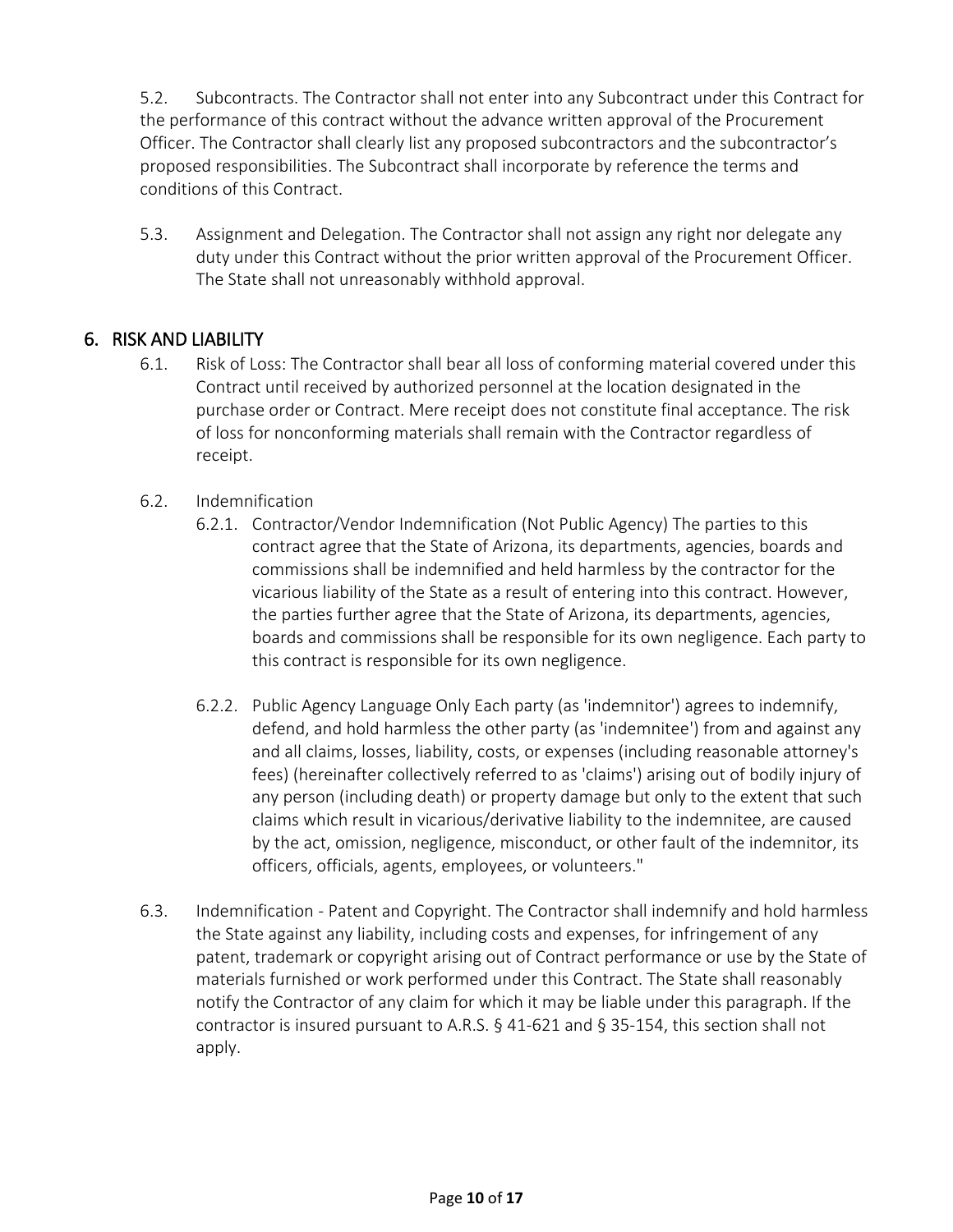5.2. Subcontracts. The Contractor shall not enter into any Subcontract under this Contract for the performance of this contract without the advance written approval of the Procurement Officer. The Contractor shall clearly list any proposed subcontractors and the subcontractor's proposed responsibilities. The Subcontract shall incorporate by reference the terms and conditions of this Contract.

5.3. Assignment and Delegation. The Contractor shall not assign any right nor delegate any duty under this Contract without the prior written approval of the Procurement Officer. The State shall not unreasonably withhold approval.

## 6. RISK AND LIABILITY

6.1. Risk of Loss: The Contractor shall bear all loss of conforming material covered under this Contract until received by authorized personnel at the location designated in the purchase order or Contract. Mere receipt does not constitute final acceptance. The risk of loss for nonconforming materials shall remain with the Contractor regardless of receipt.

6.2. Indemnification

6.2.1. Contractor/Vendor Indemnification (Not Public Agency) The parties to this contract agree that the State of Arizona, its departments, agencies, boards and commissions shall be indemnified and held harmless by the contractor for the vicarious liability of the State as a result of entering into this contract. However, the parties further agree that the State of Arizona, its departments, agencies, boards and commissions shall be responsible for its own negligence. Each party to this contract is responsible for its own negligence.

6.2.2. Public Agency Language Only Each party (as 'indemnitor') agrees to indemnify, defend, and hold harmless the other party (as 'indemnitee') from and against any and all claims, losses, liability, costs, or expenses (including reasonable attorney's fees) (hereinafter collectively referred to as 'claims') arising out of bodily injury of any person (including death) or property damage but only to the extent that such claims which result in vicarious/derivative liability to the indemnitee, are caused by the act, omission, negligence, misconduct, or other fault of the indemnitor, its officers, officials, agents, employees, or volunteers."

6.3. Indemnification - Patent and Copyright. The Contractor shall indemnify and hold harmless the State against any liability, including costs and expenses, for infringement of any patent, trademark or copyright arising out of Contract performance or use by the State of materials furnished or work performed under this Contract. The State shall reasonably notify the Contractor of any claim for which it may be liable under this paragraph. If the contractor is insured pursuant to A.R.S. § 41-621 and § 35-154, this section shall not apply.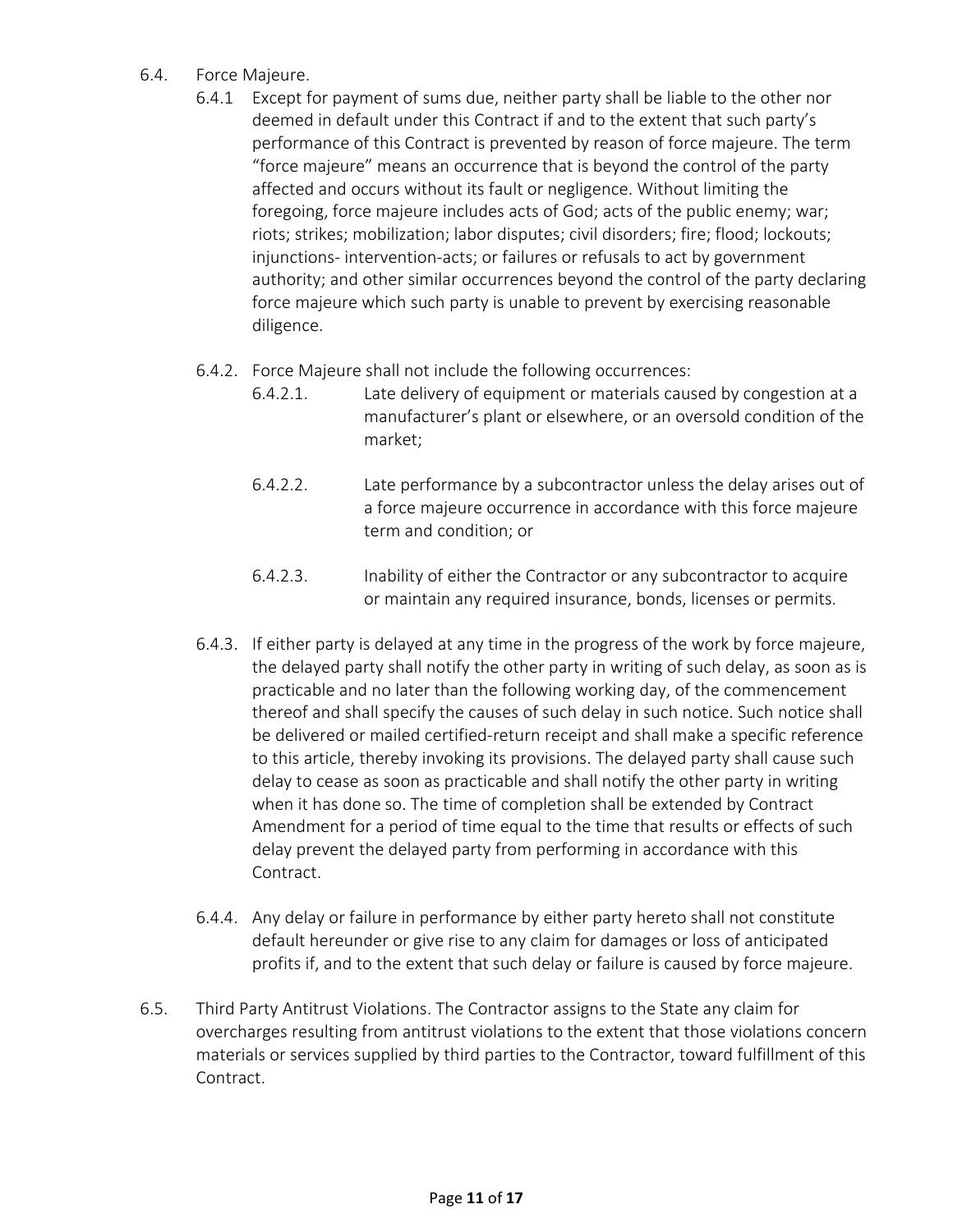6.4. Force Majeure.

6.4.1 Except for payment of sums due, neither party shall be liable to the other nor deemed in default under this Contract if and to the extent that such party's performance of this Contract is prevented by reason of force majeure. The term "force majeure" means an occurrence that is beyond the control of the party affected and occurs without its fault or negligence. Without limiting the foregoing, force majeure includes acts of God; acts of the public enemy; war; riots; strikes; mobilization; labor disputes; civil disorders; fire; flood; lockouts; injunctions- intervention-acts; or failures or refusals to act by government authority; and other similar occurrences beyond the control of the party declaring force majeure which such party is unable to prevent by exercising reasonable diligence.

6.4.2. Force Majeure shall not include the following occurrences:

6.4.2.1. Late delivery of equipment or materials caused by congestion at a manufacturer's plant or elsewhere, or an oversold condition of the market;

6.4.2.2. Late performance by a subcontractor unless the delay arises out of a force majeure occurrence in accordance with this force majeure term and condition; or

6.4.2.3. Inability of either the Contractor or any subcontractor to acquire or maintain any required insurance, bonds, licenses or permits.

6.4.3. If either party is delayed at any time in the progress of the work by force majeure, the delayed party shall notify the other party in writing of such delay, as soon as is practicable and no later than the following working day, of the commencement thereof and shall specify the causes of such delay in such notice. Such notice shall be delivered or mailed certified-return receipt and shall make a specific reference to this article, thereby invoking its provisions. The delayed party shall cause such delay to cease as soon as practicable and shall notify the other party in writing when it has done so. The time of completion shall be extended by Contract Amendment for a period of time equal to the time that results or effects of such delay prevent the delayed party from performing in accordance with this Contract.

6.4.4. Any delay or failure in performance by either party hereto shall not constitute default hereunder or give rise to any claim for damages or loss of anticipated profits if, and to the extent that such delay or failure is caused by force majeure.

6.5. Third Party Antitrust Violations. The Contractor assigns to the State any claim for overcharges resulting from antitrust violations to the extent that those violations concern materials or services supplied by third parties to the Contractor, toward fulfillment of this Contract.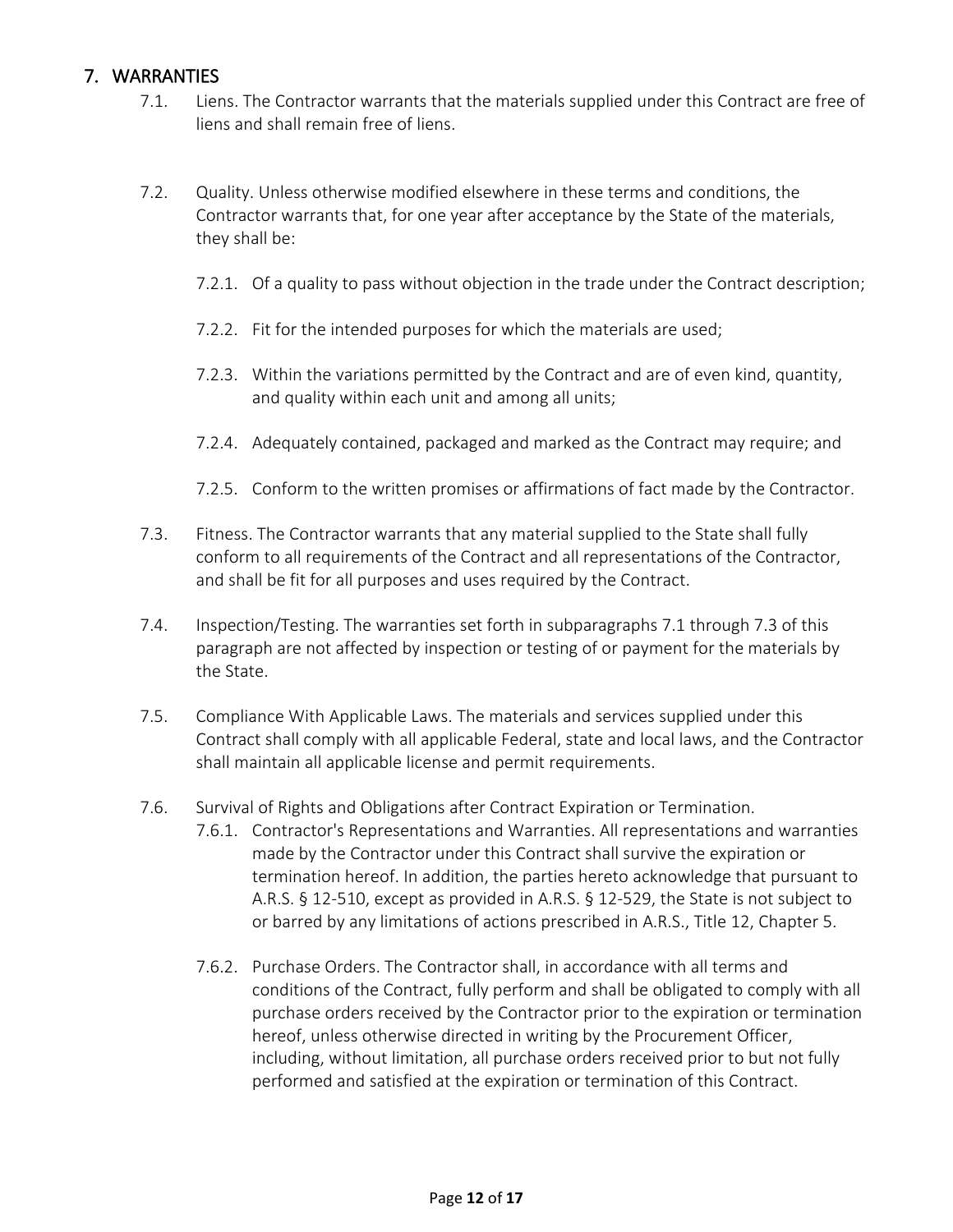## 7. WARRANTIES

7.1. Liens. The Contractor warrants that the materials supplied under this Contract are free of liens and shall remain free of liens.

7.2. Quality. Unless otherwise modified elsewhere in these terms and conditions, the Contractor warrants that, for one year after acceptance by the State of the materials, they shall be:

7.2.1. Of a quality to pass without objection in the trade under the Contract description;

7.2.2. Fit for the intended purposes for which the materials are used;

7.2.3. Within the variations permitted by the Contract and are of even kind, quantity, and quality within each unit and among all units;

7.2.4. Adequately contained, packaged and marked as the Contract may require; and

7.2.5. Conform to the written promises or affirmations of fact made by the Contractor.

7.3. Fitness. The Contractor warrants that any material supplied to the State shall fully conform to all requirements of the Contract and all representations of the Contractor, and shall be fit for all purposes and uses required by the Contract.

7.4. Inspection/Testing. The warranties set forth in subparagraphs 7.1 through 7.3 of this paragraph are not affected by inspection or testing of or payment for the materials by the State.

7.5. Compliance With Applicable Laws. The materials and services supplied under this Contract shall comply with all applicable Federal, state and local laws, and the Contractor shall maintain all applicable license and permit requirements.

7.6. Survival of Rights and Obligations after Contract Expiration or Termination.

7.6.1. Contractor's Representations and Warranties. All representations and warranties made by the Contractor under this Contract shall survive the expiration or termination hereof. In addition, the parties hereto acknowledge that pursuant to A.R.S. § 12-510, except as provided in A.R.S. § 12-529, the State is not subject to or barred by any limitations of actions prescribed in A.R.S., Title 12, Chapter 5.

7.6.2. Purchase Orders. The Contractor shall, in accordance with all terms and conditions of the Contract, fully perform and shall be obligated to comply with all purchase orders received by the Contractor prior to the expiration or termination hereof, unless otherwise directed in writing by the Procurement Officer, including, without limitation, all purchase orders received prior to but not fully performed and satisfied at the expiration or termination of this Contract.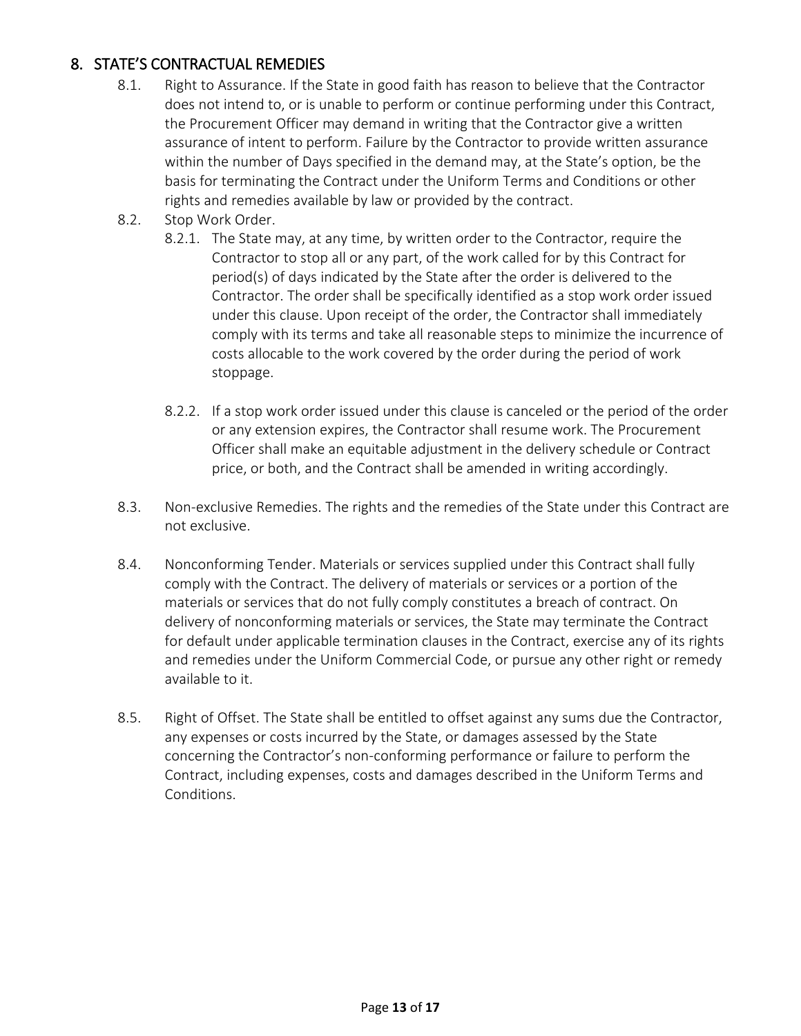## 8. STATE'S CONTRACTUAL REMEDIES

8.1. Right to Assurance. If the State in good faith has reason to believe that the Contractor does not intend to, or is unable to perform or continue performing under this Contract, the Procurement Officer may demand in writing that the Contractor give a written assurance of intent to perform. Failure by the Contractor to provide written assurance within the number of Days specified in the demand may, at the State's option, be the basis for terminating the Contract under the Uniform Terms and Conditions or other rights and remedies available by law or provided by the contract.

8.2. Stop Work Order.

8.2.1. The State may, at any time, by written order to the Contractor, require the Contractor to stop all or any part, of the work called for by this Contract for period(s) of days indicated by the State after the order is delivered to the Contractor. The order shall be specifically identified as a stop work order issued under this clause. Upon receipt of the order, the Contractor shall immediately comply with its terms and take all reasonable steps to minimize the incurrence of costs allocable to the work covered by the order during the period of work stoppage.

8.2.2. If a stop work order issued under this clause is canceled or the period of the order or any extension expires, the Contractor shall resume work. The Procurement Officer shall make an equitable adjustment in the delivery schedule or Contract price, or both, and the Contract shall be amended in writing accordingly.

8.3. Non-exclusive Remedies. The rights and the remedies of the State under this Contract are not exclusive.

8.4. Nonconforming Tender. Materials or services supplied under this Contract shall fully comply with the Contract. The delivery of materials or services or a portion of the materials or services that do not fully comply constitutes a breach of contract. On delivery of nonconforming materials or services, the State may terminate the Contract for default under applicable termination clauses in the Contract, exercise any of its rights and remedies under the Uniform Commercial Code, or pursue any other right or remedy available to it.

8.5. Right of Offset. The State shall be entitled to offset against any sums due the Contractor, any expenses or costs incurred by the State, or damages assessed by the State concerning the Contractor's non-conforming performance or failure to perform the Contract, including expenses, costs and damages described in the Uniform Terms and Conditions.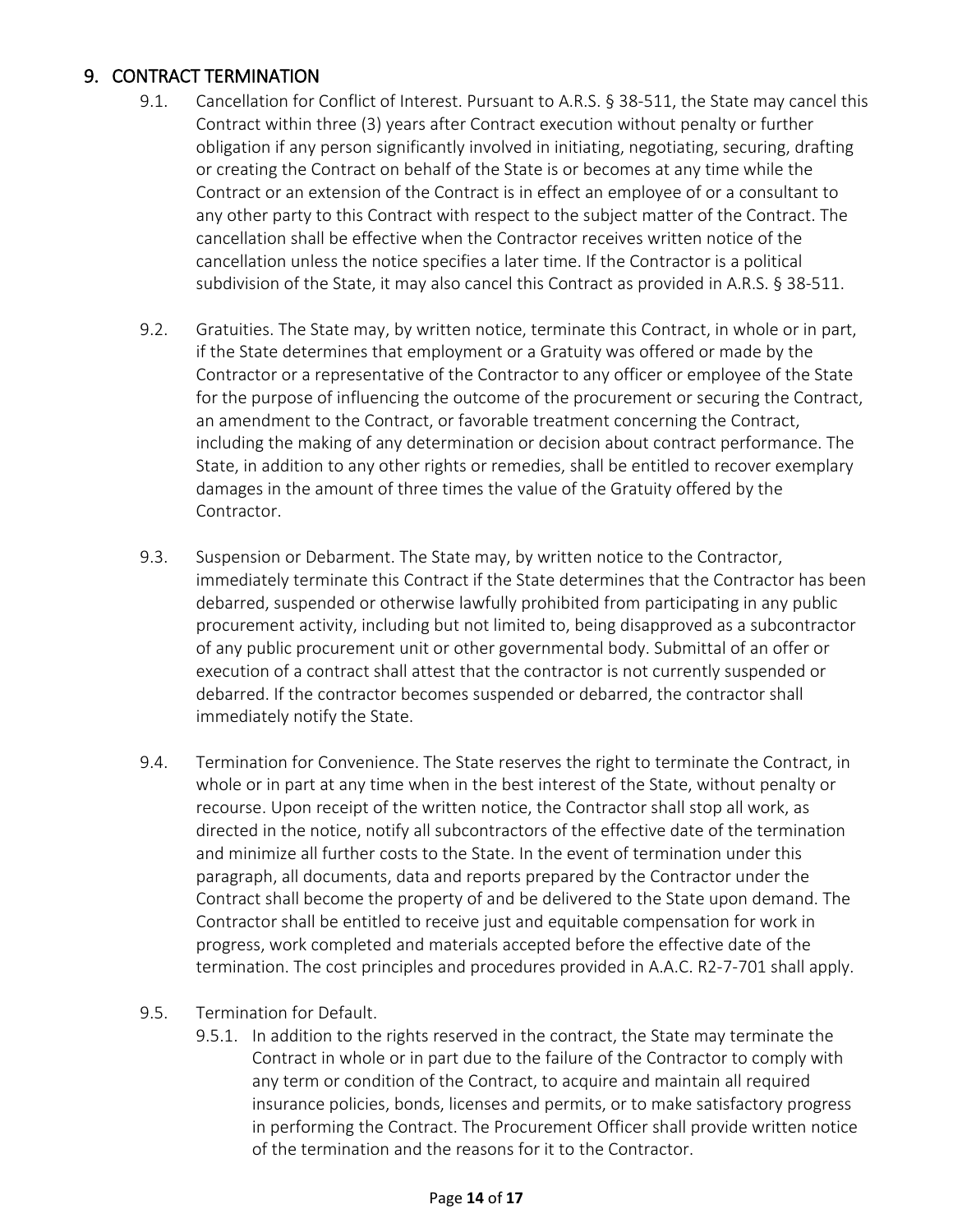## 9. CONTRACT TERMINATION

9.1. Cancellation for Conflict of Interest. Pursuant to A.R.S. § 38-511, the State may cancel this Contract within three (3) years after Contract execution without penalty or further obligation if any person significantly involved in initiating, negotiating, securing, drafting or creating the Contract on behalf of the State is or becomes at any time while the Contract or an extension of the Contract is in effect an employee of or a consultant to any other party to this Contract with respect to the subject matter of the Contract. The cancellation shall be effective when the Contractor receives written notice of the cancellation unless the notice specifies a later time. If the Contractor is a political subdivision of the State, it may also cancel this Contract as provided in A.R.S. § 38-511.

9.2. Gratuities. The State may, by written notice, terminate this Contract, in whole or in part, if the State determines that employment or a Gratuity was offered or made by the Contractor or a representative of the Contractor to any officer or employee of the State for the purpose of influencing the outcome of the procurement or securing the Contract, an amendment to the Contract, or favorable treatment concerning the Contract, including the making of any determination or decision about contract performance. The State, in addition to any other rights or remedies, shall be entitled to recover exemplary damages in the amount of three times the value of the Gratuity offered by the Contractor.

9.3. Suspension or Debarment. The State may, by written notice to the Contractor, immediately terminate this Contract if the State determines that the Contractor has been debarred, suspended or otherwise lawfully prohibited from participating in any public procurement activity, including but not limited to, being disapproved as a subcontractor of any public procurement unit or other governmental body. Submittal of an offer or execution of a contract shall attest that the contractor is not currently suspended or debarred. If the contractor becomes suspended or debarred, the contractor shall immediately notify the State.

9.4. Termination for Convenience. The State reserves the right to terminate the Contract, in whole or in part at any time when in the best interest of the State, without penalty or recourse. Upon receipt of the written notice, the Contractor shall stop all work, as directed in the notice, notify all subcontractors of the effective date of the termination and minimize all further costs to the State. In the event of termination under this paragraph, all documents, data and reports prepared by the Contractor under the Contract shall become the property of and be delivered to the State upon demand. The Contractor shall be entitled to receive just and equitable compensation for work in progress, work completed and materials accepted before the effective date of the termination. The cost principles and procedures provided in A.A.C. R2-7-701 shall apply.

9.5. Termination for Default.

9.5.1. In addition to the rights reserved in the contract, the State may terminate the Contract in whole or in part due to the failure of the Contractor to comply with any term or condition of the Contract, to acquire and maintain all required insurance policies, bonds, licenses and permits, or to make satisfactory progress in performing the Contract. The Procurement Officer shall provide written notice of the termination and the reasons for it to the Contractor.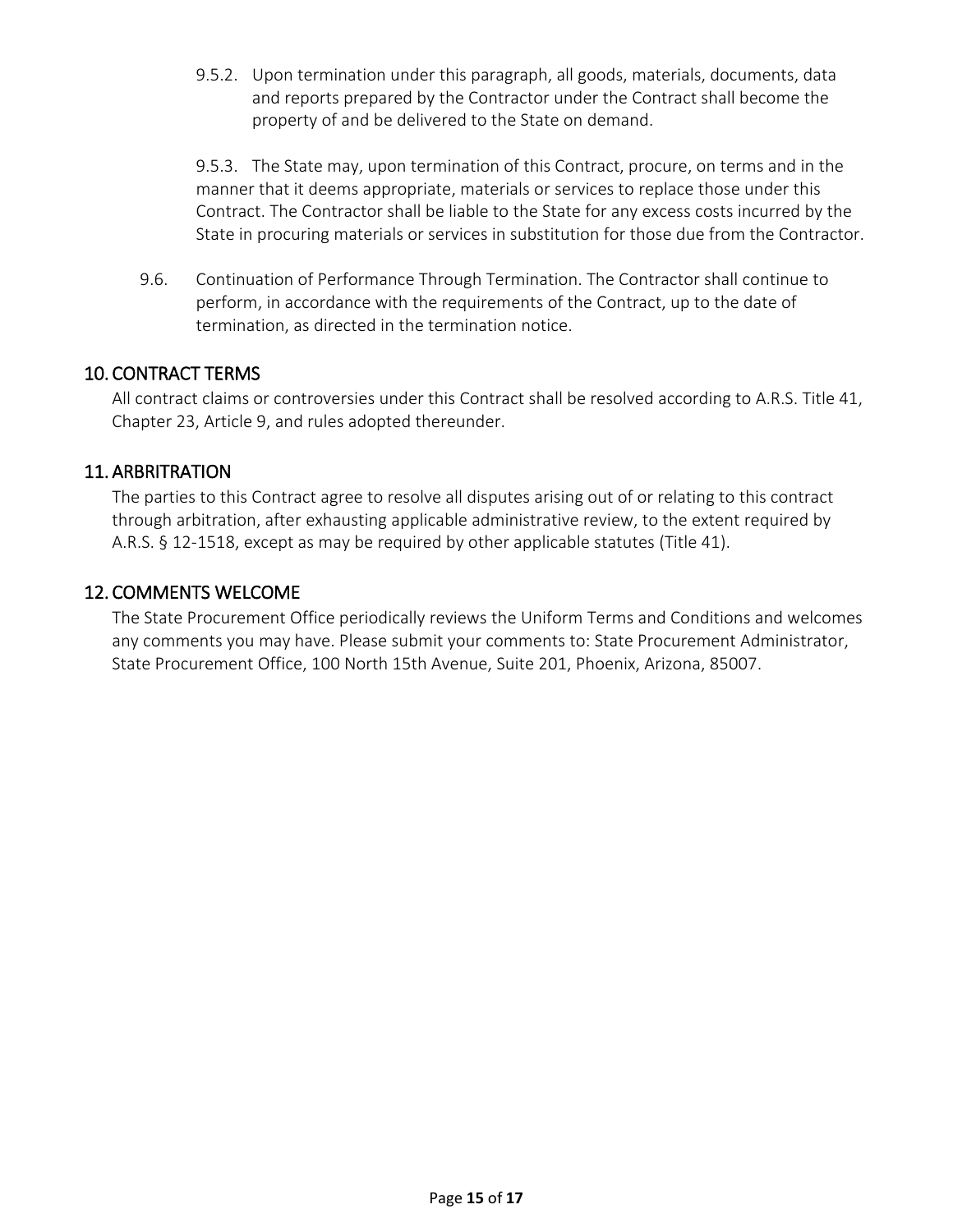9.5.2. Upon termination under this paragraph, all goods, materials, documents, data and reports prepared by the Contractor under the Contract shall become the property of and be delivered to the State on demand.

9.5.3. The State may, upon termination of this Contract, procure, on terms and in the manner that it deems appropriate, materials or services to replace those under this Contract. The Contractor shall be liable to the State for any excess costs incurred by the State in procuring materials or services in substitution for those due from the Contractor.

9.6. Continuation of Performance Through Termination. The Contractor shall continue to perform, in accordance with the requirements of the Contract, up to the date of termination, as directed in the termination notice.

## 10. CONTRACT TERMS

All contract claims or controversies under this Contract shall be resolved according to A.R.S. Title 41, Chapter 23, Article 9, and rules adopted thereunder.

## 11. ARBRITRATION

The parties to this Contract agree to resolve all disputes arising out of or relating to this contract through arbitration, after exhausting applicable administrative review, to the extent required by A.R.S. § 12-1518, except as may be required by other applicable statutes (Title 41).

## 12. COMMENTS WELCOME

The State Procurement Office periodically reviews the Uniform Terms and Conditions and welcomes any comments you may have. Please submit your comments to: State Procurement Administrator, State Procurement Office, 100 North 15th Avenue, Suite 201, Phoenix, Arizona, 85007.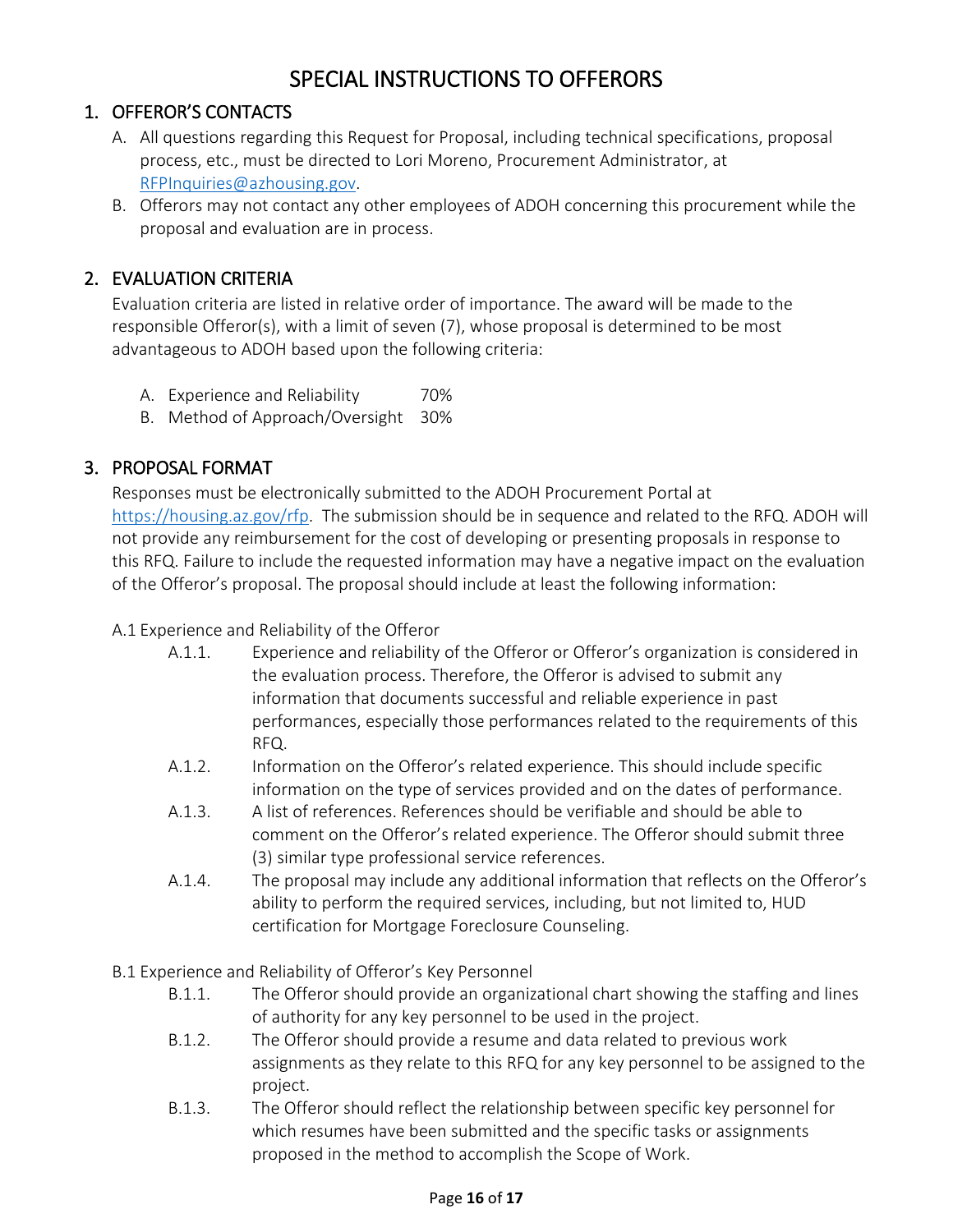# SPECIAL INSTRUCTIONS TO OFFERORS

## 1. OFFEROR'S CONTACTS

A. All questions regarding this Request for Proposal, including technical specifications, proposal process, etc., must be directed to Lori Moreno, Procurement Administrator, at RFPInquiries@azhousing.gov.

B. Offerors may not contact any other employees of ADOH concerning this procurement while the proposal and evaluation are in process.

## 2. EVALUATION CRITERIA

Evaluation criteria are listed in relative order of importance. The award will be made to the responsible Offeror(s), with a limit of seven (7), whose proposal is determined to be most advantageous to ADOH based upon the following criteria:

A. Experience and Reliability 70%

B. Method of Approach/Oversight 30%

## 3. PROPOSAL FORMAT

Responses must be electronically submitted to the ADOH Procurement Portal at https://housing.az.gov/rfp. The submission should be in sequence and related to the RFQ. ADOH will not provide any reimbursement for the cost of developing or presenting proposals in response to this RFQ. Failure to include the requested information may have a negative impact on the evaluation of the Offeror's proposal. The proposal should include at least the following information:

A.1 Experience and Reliability of the Offeror

- A.1.1. Experience and reliability of the Offeror or Offeror's organization is considered in the evaluation process. Therefore, the Offeror is advised to submit any information that documents successful and reliable experience in past performances, especially those performances related to the requirements of this RFQ.
- A.1.2. Information on the Offeror's related experience. This should include specific information on the type of services provided and on the dates of performance.
- A.1.3. A list of references. References should be verifiable and should be able to comment on the Offeror's related experience. The Offeror should submit three (3) similar type professional service references.
- A.1.4. The proposal may include any additional information that reflects on the Offeror's ability to perform the required services, including, but not limited to, HUD certification for Mortgage Foreclosure Counseling.

B.1 Experience and Reliability of Offeror's Key Personnel

- B.1.1. The Offeror should provide an organizational chart showing the staffing and lines of authority for any key personnel to be used in the project.
- B.1.2. The Offeror should provide a resume and data related to previous work assignments as they relate to this RFQ for any key personnel to be assigned to the project.
- B.1.3. The Offeror should reflect the relationship between specific key personnel for which resumes have been submitted and the specific tasks or assignments proposed in the method to accomplish the Scope of Work.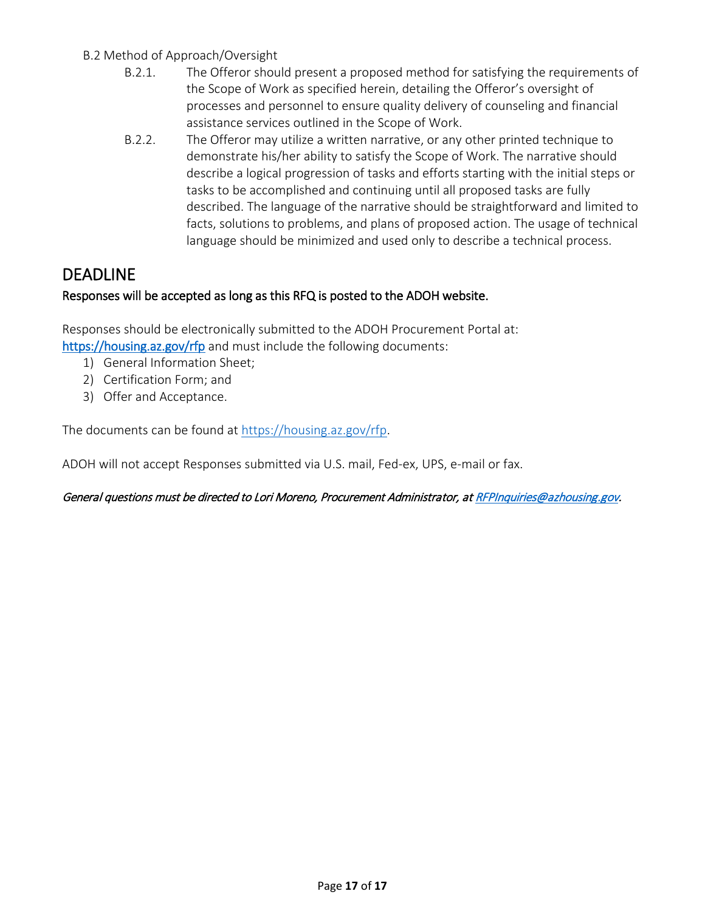B.2 Method of Approach/Oversight

- B.2.1. The Offeror should present a proposed method for satisfying the requirements of the Scope of Work as specified herein, detailing the Offeror's oversight of processes and personnel to ensure quality delivery of counseling and financial assistance services outlined in the Scope of Work.
- B.2.2. The Offeror may utilize a written narrative, or any other printed technique to demonstrate his/her ability to satisfy the Scope of Work. The narrative should describe a logical progression of tasks and efforts starting with the initial steps or tasks to be accomplished and continuing until all proposed tasks are fully described. The language of the narrative should be straightforward and limited to facts, solutions to problems, and plans of proposed action. The usage of technical language should be minimized and used only to describe a technical process.

## DEADLINE

**Responses will be accepted as long as this RFQ is posted to the ADOH website.**

Responses should be electronically submitted to the ADOH Procurement Portal at: **[https://housing.az.gov/rfp](https://housing.az.gov/rfp)** and must include the following documents:

1) General Information Sheet;
2) Certification Form; and
3) Offer and Acceptance.

The documents can be found at [https://housing.az.gov/rfp](https://housing.az.gov/rfp).

ADOH will not accept Responses submitted via U.S. mail, Fed-ex, UPS, e-mail or fax.

*General questions must be directed to Lori Moreno, Procurement Administrator, at [RFPInquiries@azhousing.gov](mailto:RFPInquiries@azhousing.gov).*